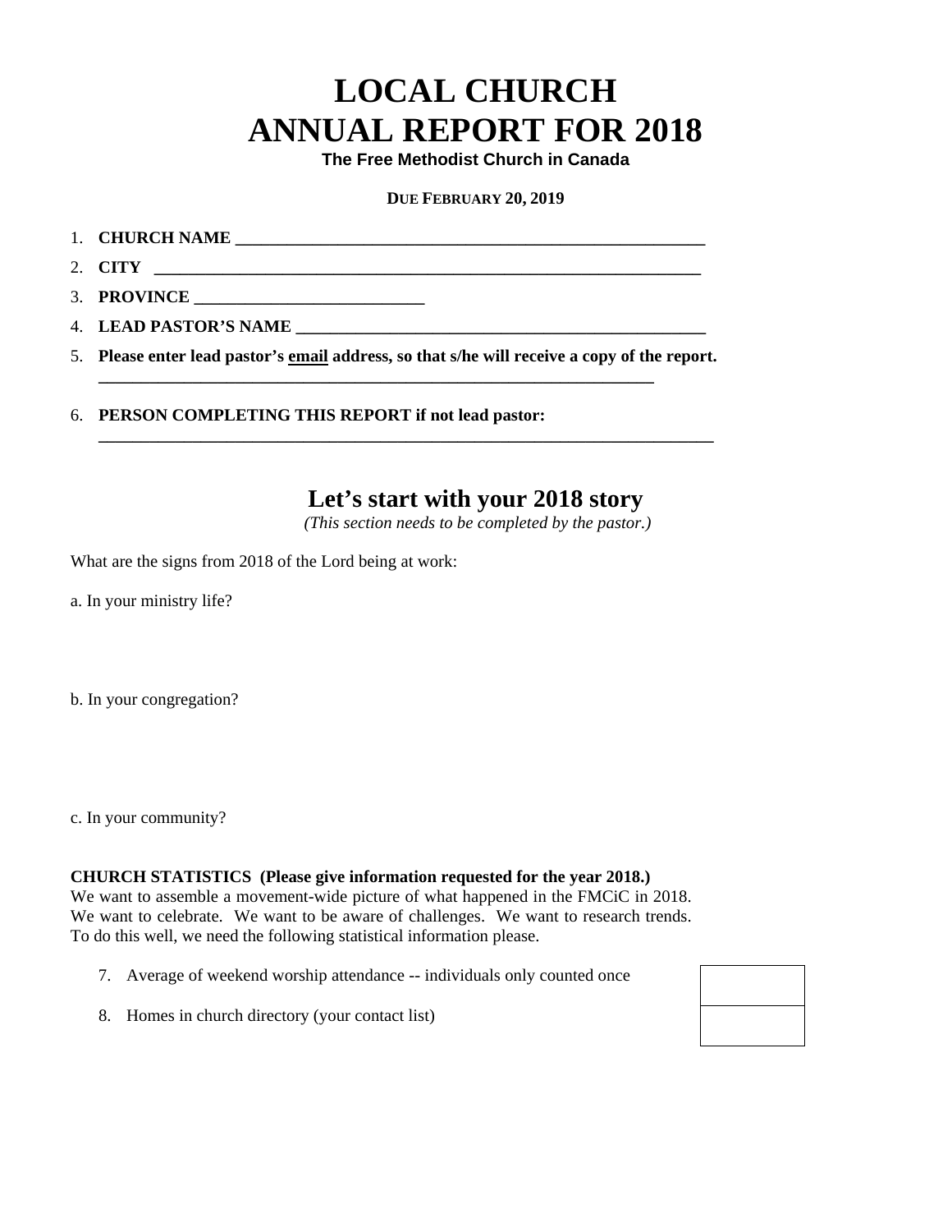# LOCAL CHURCH
# ANNUAL REPORT FOR 2018

**The Free Methodist Church in Canada**

**DUE FEBRUARY 20, 2019**

1. **CHURCH NAME** ________________________________________________________
2. **CITY** ________________________________________________________________
3. **PROVINCE** ___________________________
4. **LEAD PASTOR'S NAME** _________________________________________________
5. **Please enter lead pastor's <u>email</u> address, so that s/he will receive a copy of the report.**
   ___________________________________________________________________
6. **PERSON COMPLETING THIS REPORT if not lead pastor:**
   ___________________________________________________________________

## Let's start with your 2018 story

*(This section needs to be completed by the pastor.)*

What are the signs from 2018 of the Lord being at work:

a. In your ministry life?

b. In your congregation?

c. In your community?

**CHURCH STATISTICS (Please give information requested for the year 2018.)**
We want to assemble a movement-wide picture of what happened in the FMCiC in 2018. We want to celebrate. We want to be aware of challenges. We want to research trends. To do this well, we need the following statistical information please.

| | |
|---|---|
| 7. Average of weekend worship attendance -- individuals only counted once | |
| 8. Homes in church directory (your contact list) | |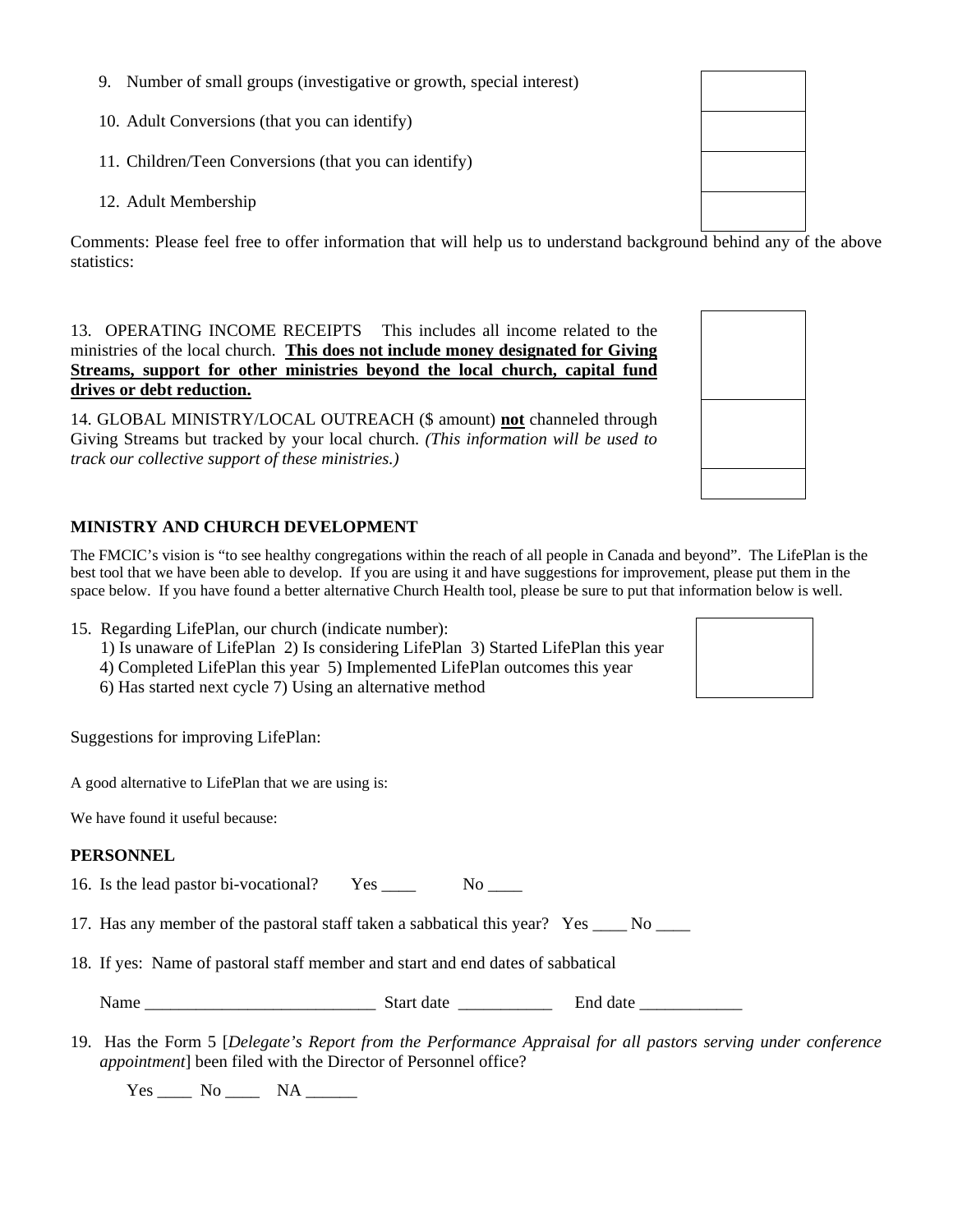9. Number of small groups (investigative or growth, special interest)

10. Adult Conversions (that you can identify)

11. Children/Teen Conversions (that you can identify)

12. Adult Membership

Comments: Please feel free to offer information that will help us to understand background behind any of the above statistics:

13. OPERATING INCOME RECEIPTS This includes all income related to the ministries of the local church. **<u>This does not include money designated for Giving Streams, support for other ministries beyond the local church, capital fund drives or debt reduction.</u>**

14. GLOBAL MINISTRY/LOCAL OUTREACH ($ amount) **<u>not</u>** channeled through Giving Streams but tracked by your local church. *(This information will be used to track our collective support of these ministries.)*

### MINISTRY AND CHURCH DEVELOPMENT

The FMCIC's vision is "to see healthy congregations within the reach of all people in Canada and beyond". The LifePlan is the best tool that we have been able to develop. If you are using it and have suggestions for improvement, please put them in the space below. If you have found a better alternative Church Health tool, please be sure to put that information below is well.

15. Regarding LifePlan, our church (indicate number):
    1) Is unaware of LifePlan 2) Is considering LifePlan 3) Started LifePlan this year
    4) Completed LifePlan this year 5) Implemented LifePlan outcomes this year
    6) Has started next cycle 7) Using an alternative method

Suggestions for improving LifePlan:

A good alternative to LifePlan that we are using is:

We have found it useful because:

### PERSONNEL

16. Is the lead pastor bi-vocational? Yes ____ No ____

17. Has any member of the pastoral staff taken a sabbatical this year? Yes ____ No ____

18. If yes: Name of pastoral staff member and start and end dates of sabbatical

    Name ___________________________ Start date ___________ End date ____________

19. Has the Form 5 [*Delegate's Report from the Performance Appraisal for all pastors serving under conference appointment*] been filed with the Director of Personnel office?

    Yes ____ No ____ NA ______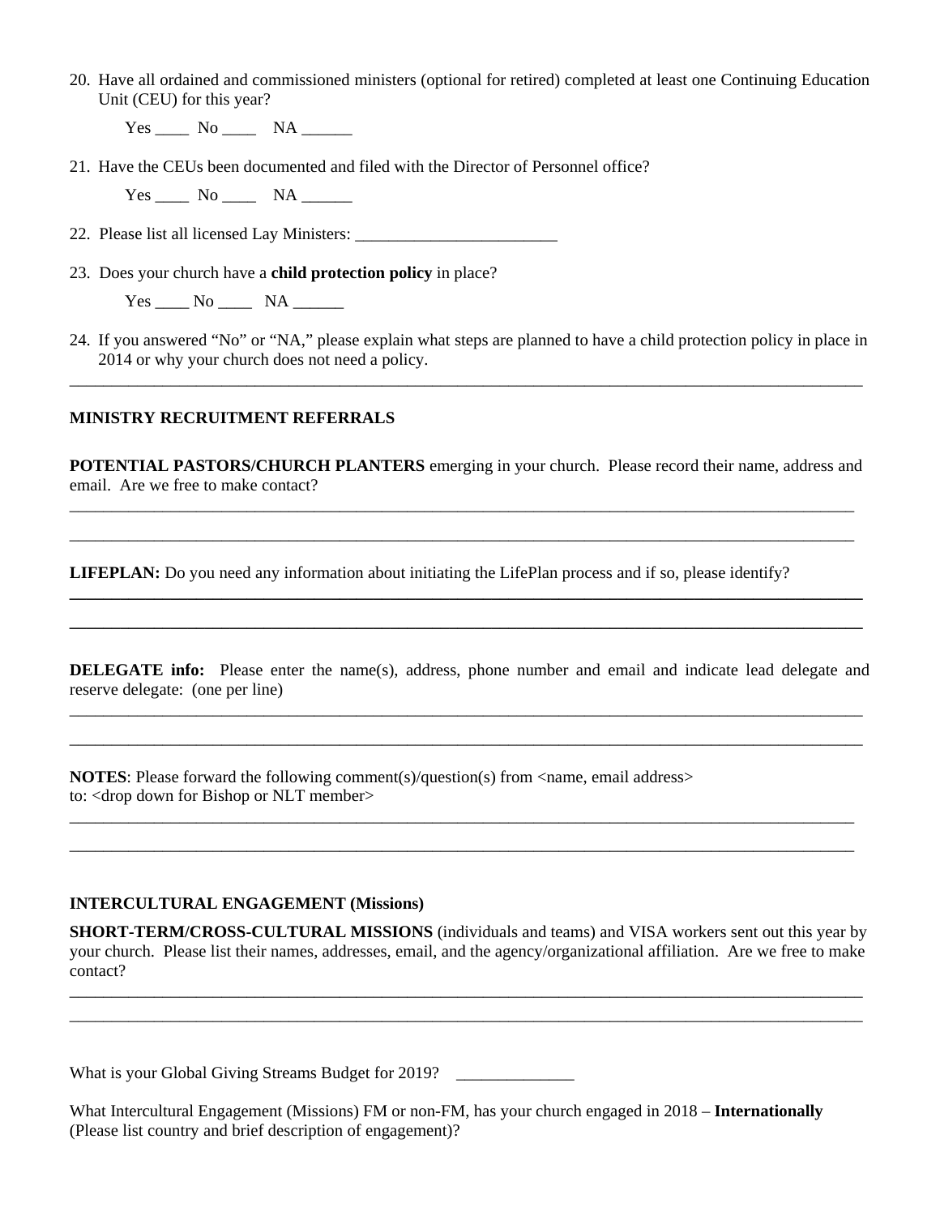20. Have all ordained and commissioned ministers (optional for retired) completed at least one Continuing Education Unit (CEU) for this year?

    Yes ____ No ____ NA ______

21. Have the CEUs been documented and filed with the Director of Personnel office?

    Yes ____ No ____ NA ______

22. Please list all licensed Lay Ministers: ________________________

23. Does your church have a **child protection policy** in place?

    Yes ____ No ____ NA ______

24. If you answered "No" or "NA," please explain what steps are planned to have a child protection policy in place in 2014 or why your church does not need a policy.

________________________________________________________________________________________________

**MINISTRY RECRUITMENT REFERRALS**

**POTENTIAL PASTORS/CHURCH PLANTERS** emerging in your church. Please record their name, address and email. Are we free to make contact?

________________________________________________________________________________________________

________________________________________________________________________________________________

**LIFEPLAN:** Do you need any information about initiating the LifePlan process and if so, please identify?

________________________________________________________________________________________________

________________________________________________________________________________________________

**DELEGATE info:** Please enter the name(s), address, phone number and email and indicate lead delegate and reserve delegate: (one per line)

________________________________________________________________________________________________

________________________________________________________________________________________________

**NOTES**: Please forward the following comment(s)/question(s) from <name, email address>
to: <drop down for Bishop or NLT member>

________________________________________________________________________________________________

________________________________________________________________________________________________

**INTERCULTURAL ENGAGEMENT (Missions)**

**SHORT-TERM/CROSS-CULTURAL MISSIONS** (individuals and teams) and VISA workers sent out this year by your church. Please list their names, addresses, email, and the agency/organizational affiliation. Are we free to make contact?

________________________________________________________________________________________________

________________________________________________________________________________________________

What is your Global Giving Streams Budget for 2019? ______________

What Intercultural Engagement (Missions) FM or non-FM, has your church engaged in 2018 – **Internationally** (Please list country and brief description of engagement)?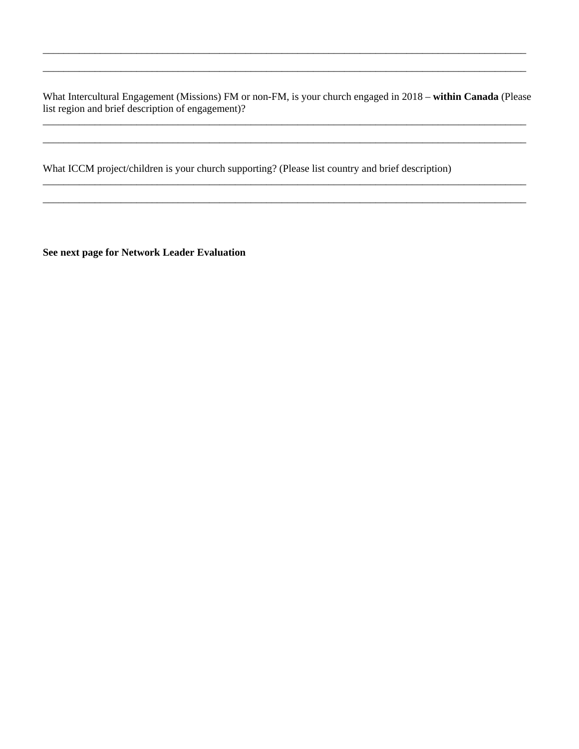\_\_\_\_\_\_\_\_\_\_\_\_\_\_\_\_\_\_\_\_\_\_\_\_\_\_\_\_\_\_\_\_\_\_\_\_\_\_\_\_\_\_\_\_\_\_\_\_\_\_\_\_\_\_\_\_\_\_\_\_\_\_\_\_\_\_\_\_\_\_\_\_\_\_\_\_\_\_\_\_

\_\_\_\_\_\_\_\_\_\_\_\_\_\_\_\_\_\_\_\_\_\_\_\_\_\_\_\_\_\_\_\_\_\_\_\_\_\_\_\_\_\_\_\_\_\_\_\_\_\_\_\_\_\_\_\_\_\_\_\_\_\_\_\_\_\_\_\_\_\_\_\_\_\_\_\_\_\_\_\_

What Intercultural Engagement (Missions) FM or non-FM, is your church engaged in 2018 – **within Canada** (Please list region and brief description of engagement)?

\_\_\_\_\_\_\_\_\_\_\_\_\_\_\_\_\_\_\_\_\_\_\_\_\_\_\_\_\_\_\_\_\_\_\_\_\_\_\_\_\_\_\_\_\_\_\_\_\_\_\_\_\_\_\_\_\_\_\_\_\_\_\_\_\_\_\_\_\_\_\_\_\_\_\_\_\_\_\_\_

\_\_\_\_\_\_\_\_\_\_\_\_\_\_\_\_\_\_\_\_\_\_\_\_\_\_\_\_\_\_\_\_\_\_\_\_\_\_\_\_\_\_\_\_\_\_\_\_\_\_\_\_\_\_\_\_\_\_\_\_\_\_\_\_\_\_\_\_\_\_\_\_\_\_\_\_\_\_\_\_

What ICCM project/children is your church supporting? (Please list country and brief description)

\_\_\_\_\_\_\_\_\_\_\_\_\_\_\_\_\_\_\_\_\_\_\_\_\_\_\_\_\_\_\_\_\_\_\_\_\_\_\_\_\_\_\_\_\_\_\_\_\_\_\_\_\_\_\_\_\_\_\_\_\_\_\_\_\_\_\_\_\_\_\_\_\_\_\_\_\_\_\_\_

\_\_\_\_\_\_\_\_\_\_\_\_\_\_\_\_\_\_\_\_\_\_\_\_\_\_\_\_\_\_\_\_\_\_\_\_\_\_\_\_\_\_\_\_\_\_\_\_\_\_\_\_\_\_\_\_\_\_\_\_\_\_\_\_\_\_\_\_\_\_\_\_\_\_\_\_\_\_\_\_

**See next page for Network Leader Evaluation**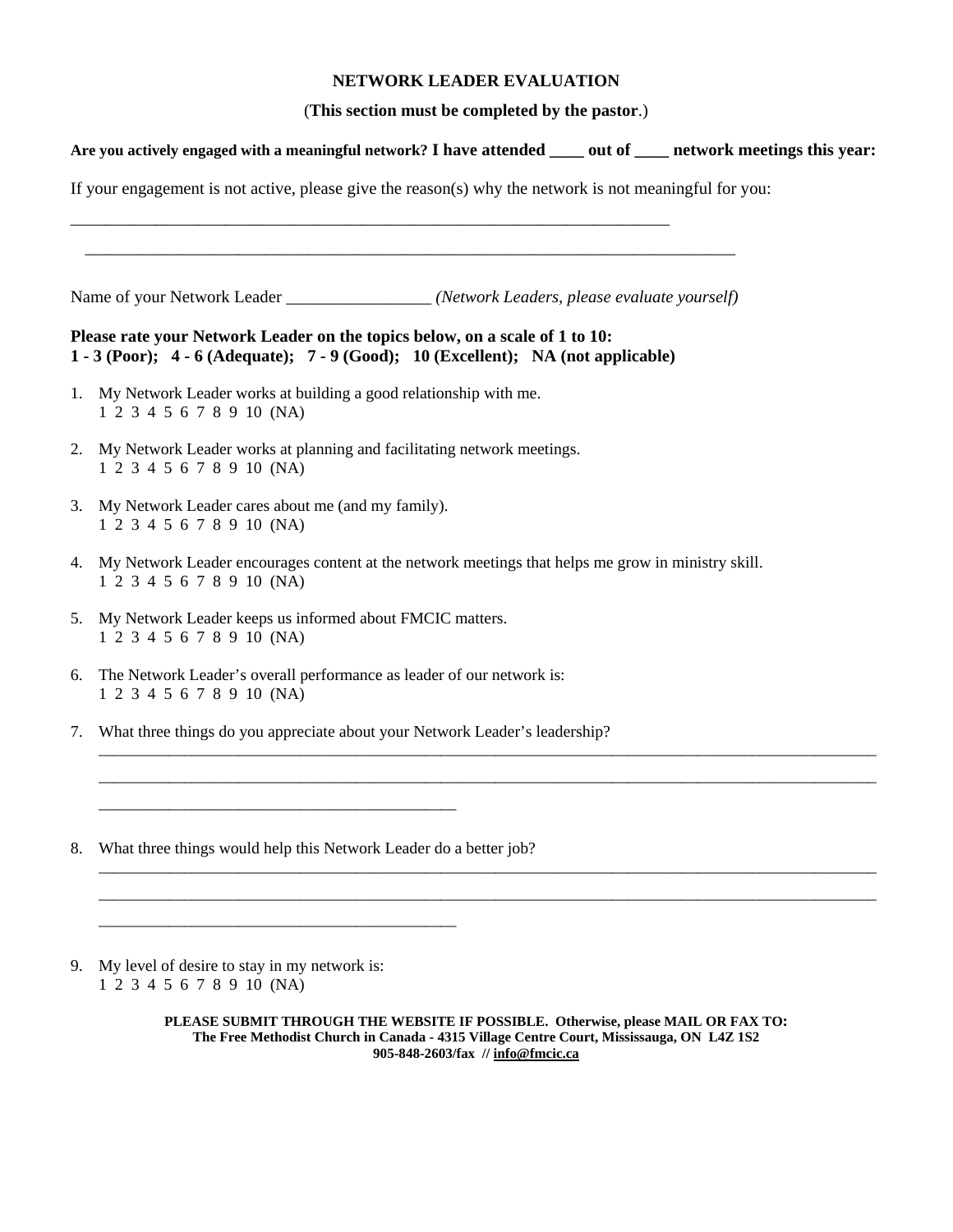**NETWORK LEADER EVALUATION**

(**This section must be completed by the pastor**.)

**Are you actively engaged with a meaningful network? I have attended ____ out of ____ network meetings this year:**

If your engagement is not active, please give the reason(s) why the network is not meaningful for you:

_________________________________________________________________________

_______________________________________________________________________________

Name of your Network Leader _________________ *(Network Leaders, please evaluate yourself)*

**Please rate your Network Leader on the topics below, on a scale of 1 to 10:**
**1 - 3 (Poor); 4 - 6 (Adequate); 7 - 9 (Good); 10 (Excellent); NA (not applicable)**

1. My Network Leader works at building a good relationship with me.
   1 2 3 4 5 6 7 8 9 10 (NA)

2. My Network Leader works at planning and facilitating network meetings.
   1 2 3 4 5 6 7 8 9 10 (NA)

3. My Network Leader cares about me (and my family).
   1 2 3 4 5 6 7 8 9 10 (NA)

4. My Network Leader encourages content at the network meetings that helps me grow in ministry skill.
   1 2 3 4 5 6 7 8 9 10 (NA)

5. My Network Leader keeps us informed about FMCIC matters.
   1 2 3 4 5 6 7 8 9 10 (NA)

6. The Network Leader's overall performance as leader of our network is:
   1 2 3 4 5 6 7 8 9 10 (NA)

7. What three things do you appreciate about your Network Leader's leadership?
   _______________________________________________________________________________________________
   _______________________________________________________________________________________________
   ____________________________________________

8. What three things would help this Network Leader do a better job?
   _______________________________________________________________________________________________
   _______________________________________________________________________________________________
   ____________________________________________

9. My level of desire to stay in my network is:
   1 2 3 4 5 6 7 8 9 10 (NA)

**PLEASE SUBMIT THROUGH THE WEBSITE IF POSSIBLE. Otherwise, please MAIL OR FAX TO:**
**The Free Methodist Church in Canada - 4315 Village Centre Court, Mississauga, ON L4Z 1S2**
**905-848-2603/fax // info@fmcic.ca**